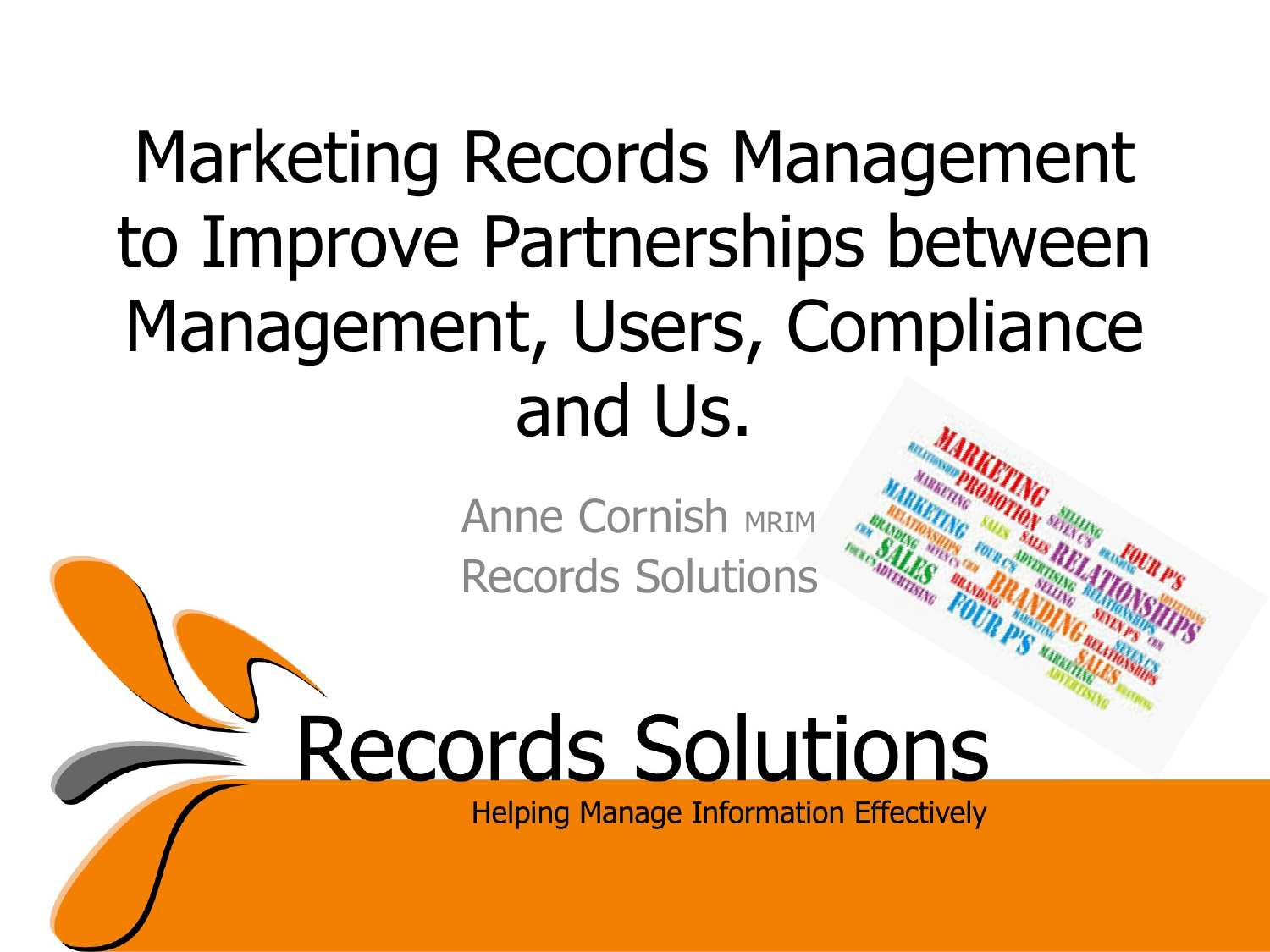# Marketing Records Management to Improve Partnerships between Management, Users, Compliance and Us.

Anne Cornish MRIM
Records Solutions

Records Solutions

Helping Manage Information Effectively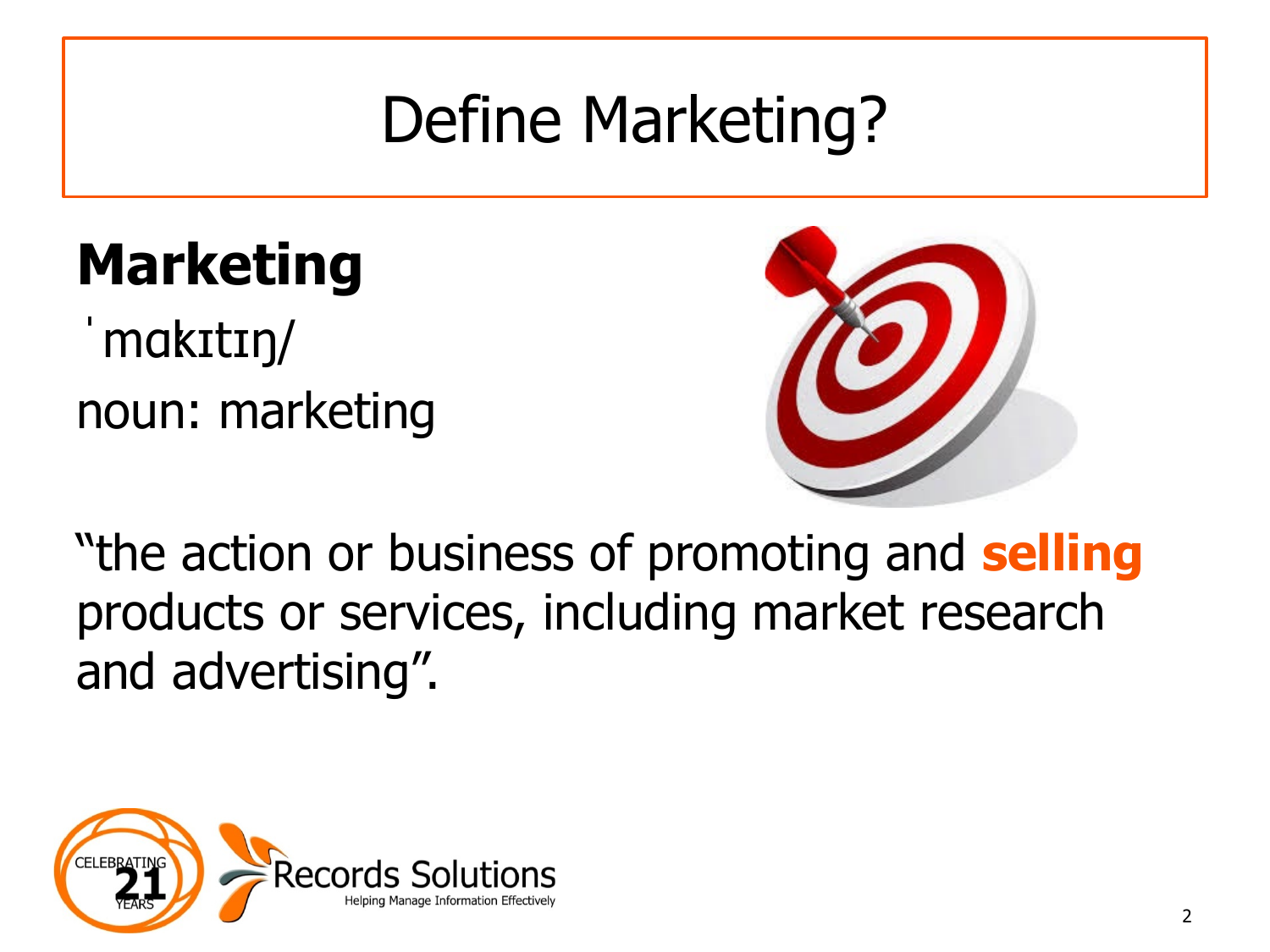# Define Marketing?

**Marketing**

ˈmɑkɪtɪŋ/

noun: marketing

"the action or business of promoting and **selling** products or services, including market research and advertising".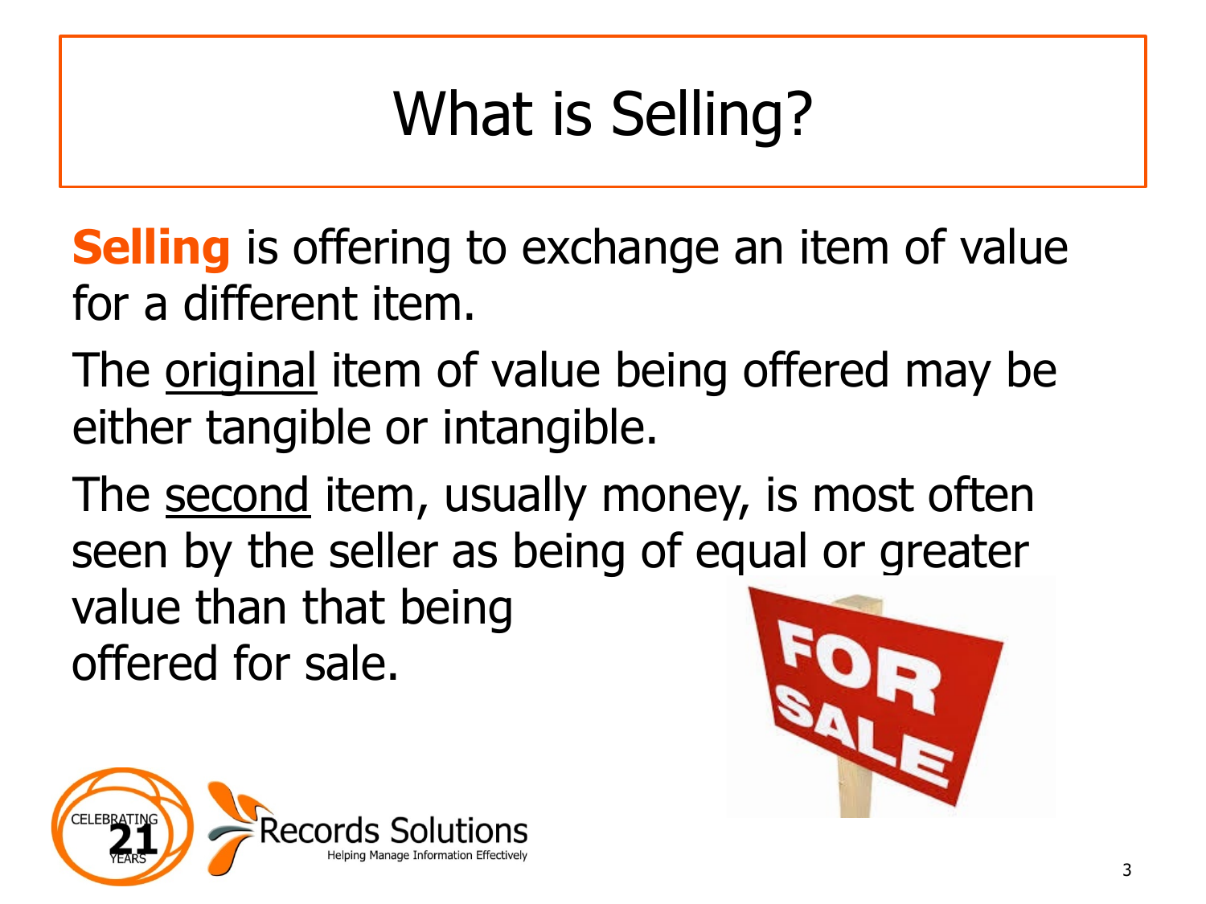# What is Selling?

**Selling** is offering to exchange an item of value for a different item.

The <u>original</u> item of value being offered may be either tangible or intangible.

The <u>second</u> item, usually money, is most often seen by the seller as being of equal or greater value than that being offered for sale.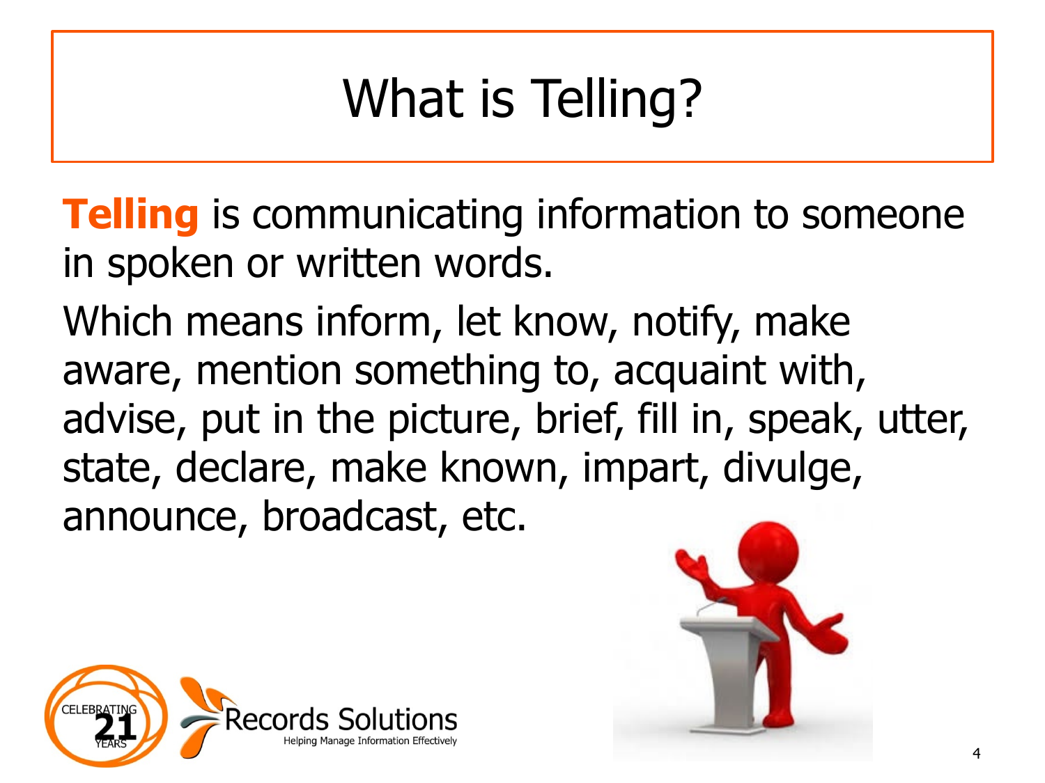# What is Telling?

**Telling** is communicating information to someone in spoken or written words.

Which means inform, let know, notify, make aware, mention something to, acquaint with, advise, put in the picture, brief, fill in, speak, utter, state, declare, make known, impart, divulge, announce, broadcast, etc.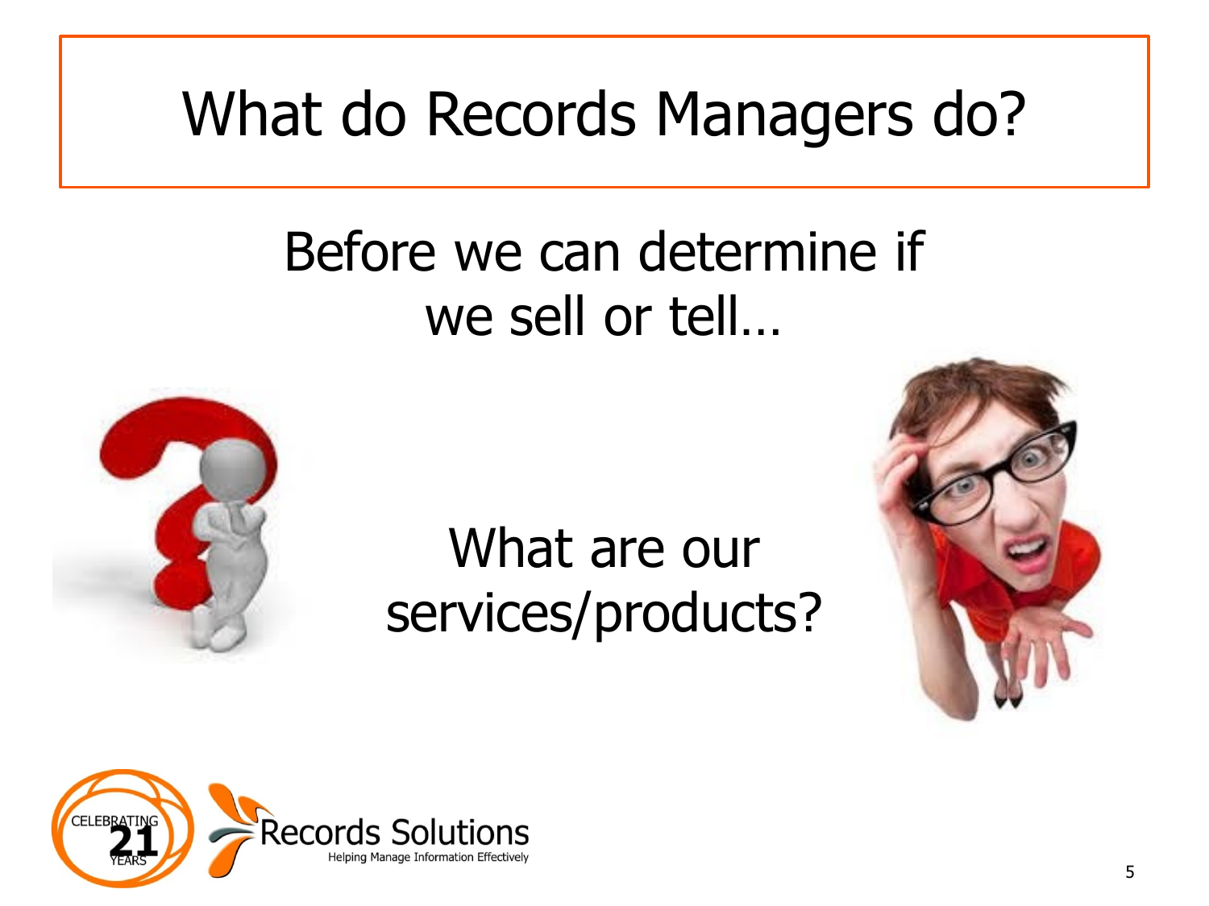# What do Records Managers do?

Before we can determine if we sell or tell…

What are our services/products?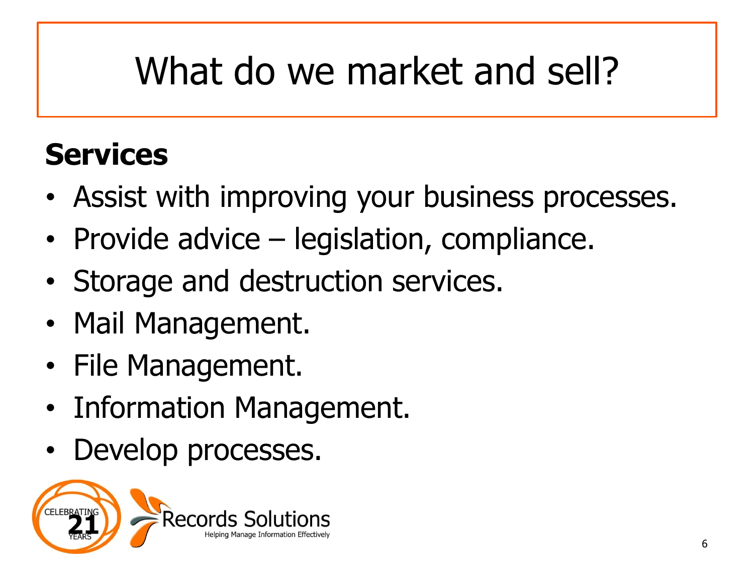# What do we market and sell?

**Services**

- Assist with improving your business processes.
- Provide advice – legislation, compliance.
- Storage and destruction services.
- Mail Management.
- File Management.
- Information Management.
- Develop processes.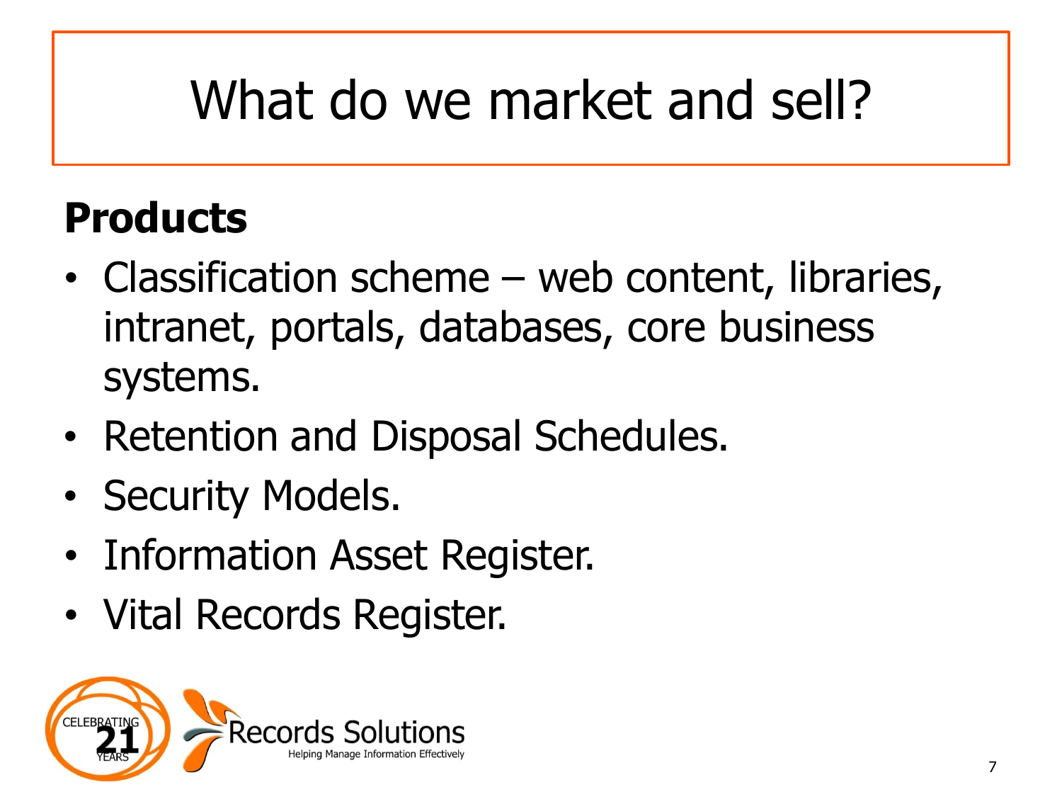# What do we market and sell?

## Products

- Classification scheme – web content, libraries, intranet, portals, databases, core business systems.
- Retention and Disposal Schedules.
- Security Models.
- Information Asset Register.
- Vital Records Register.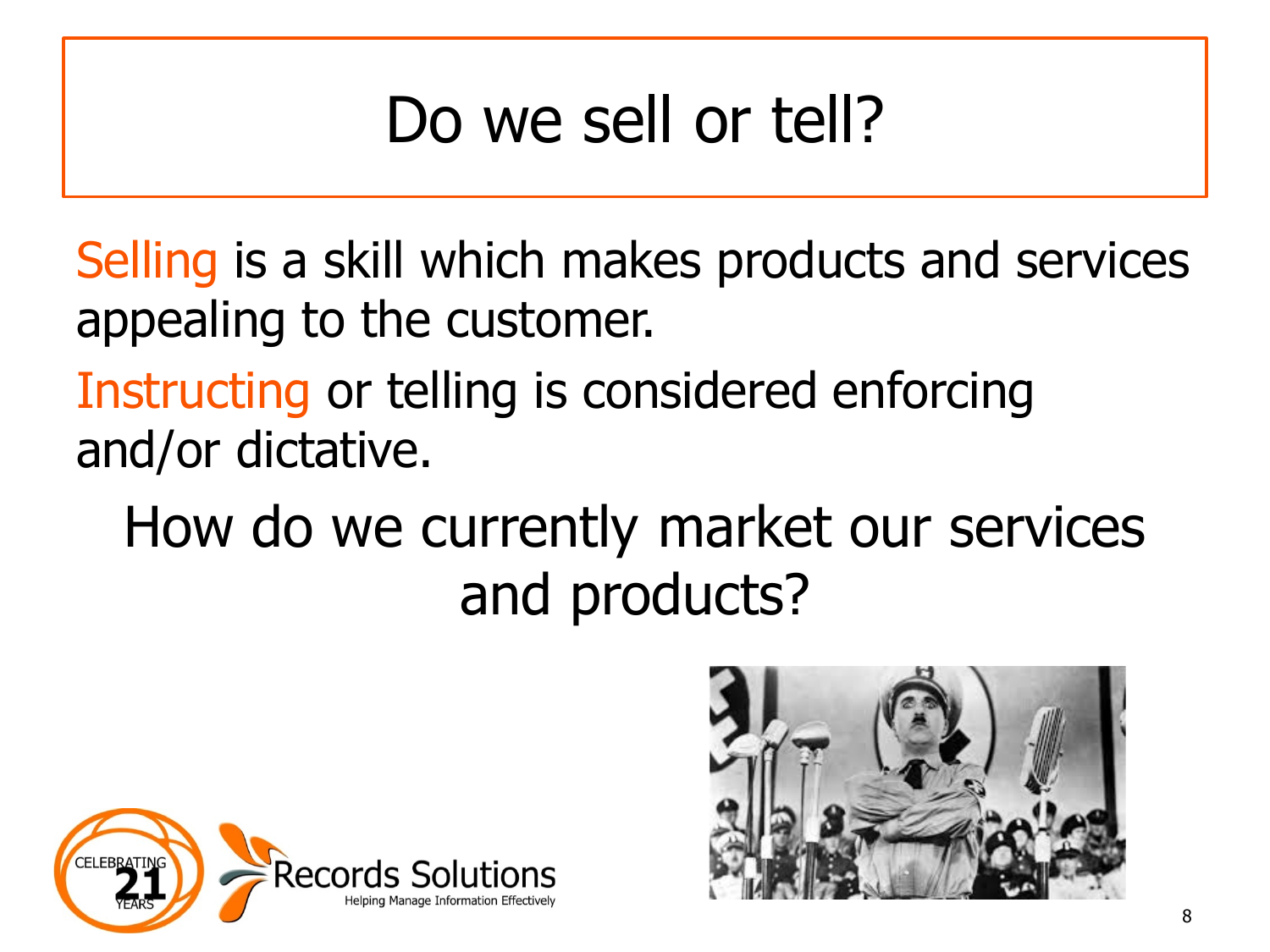# Do we sell or tell?

Selling is a skill which makes products and services appealing to the customer.

Instructing or telling is considered enforcing and/or dictative.

How do we currently market our services and products?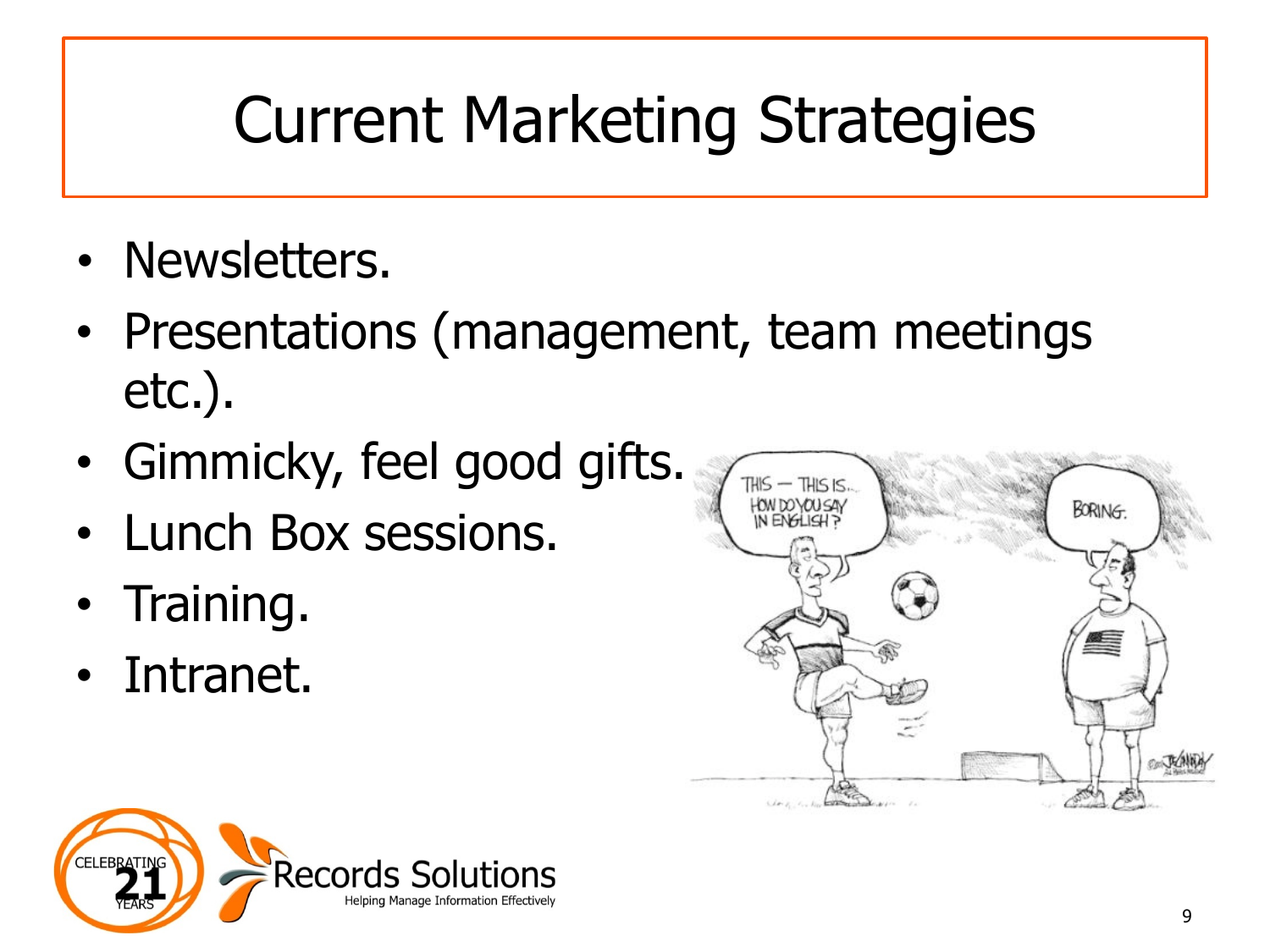# Current Marketing Strategies

- Newsletters.
- Presentations (management, team meetings etc.).
- Gimmicky, feel good gifts.
- Lunch Box sessions.
- Training.
- Intranet.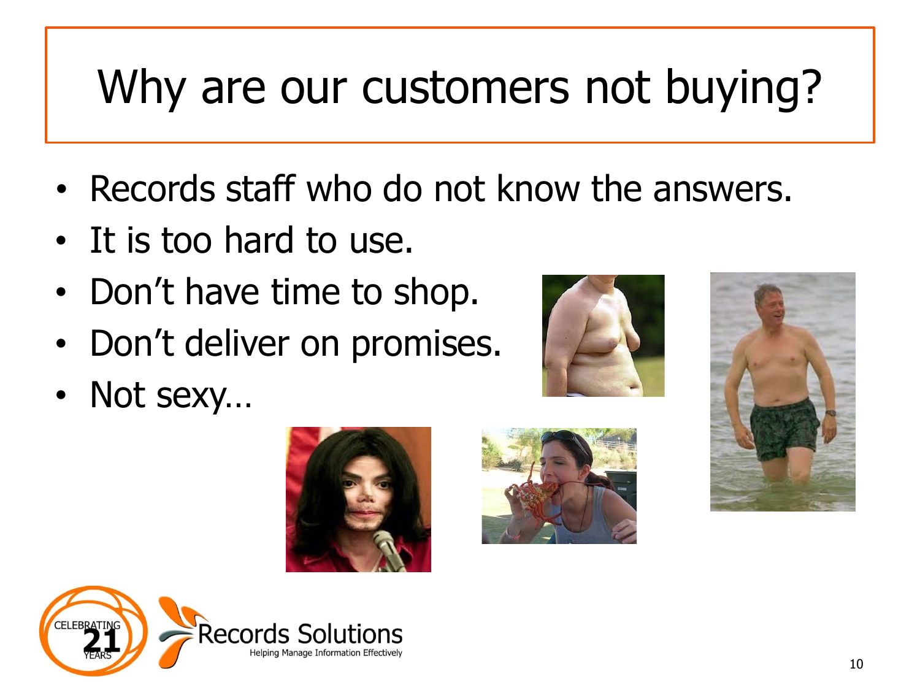# Why are our customers not buying?

- Records staff who do not know the answers.
- It is too hard to use.
- Don't have time to shop.
- Don't deliver on promises.
- Not sexy…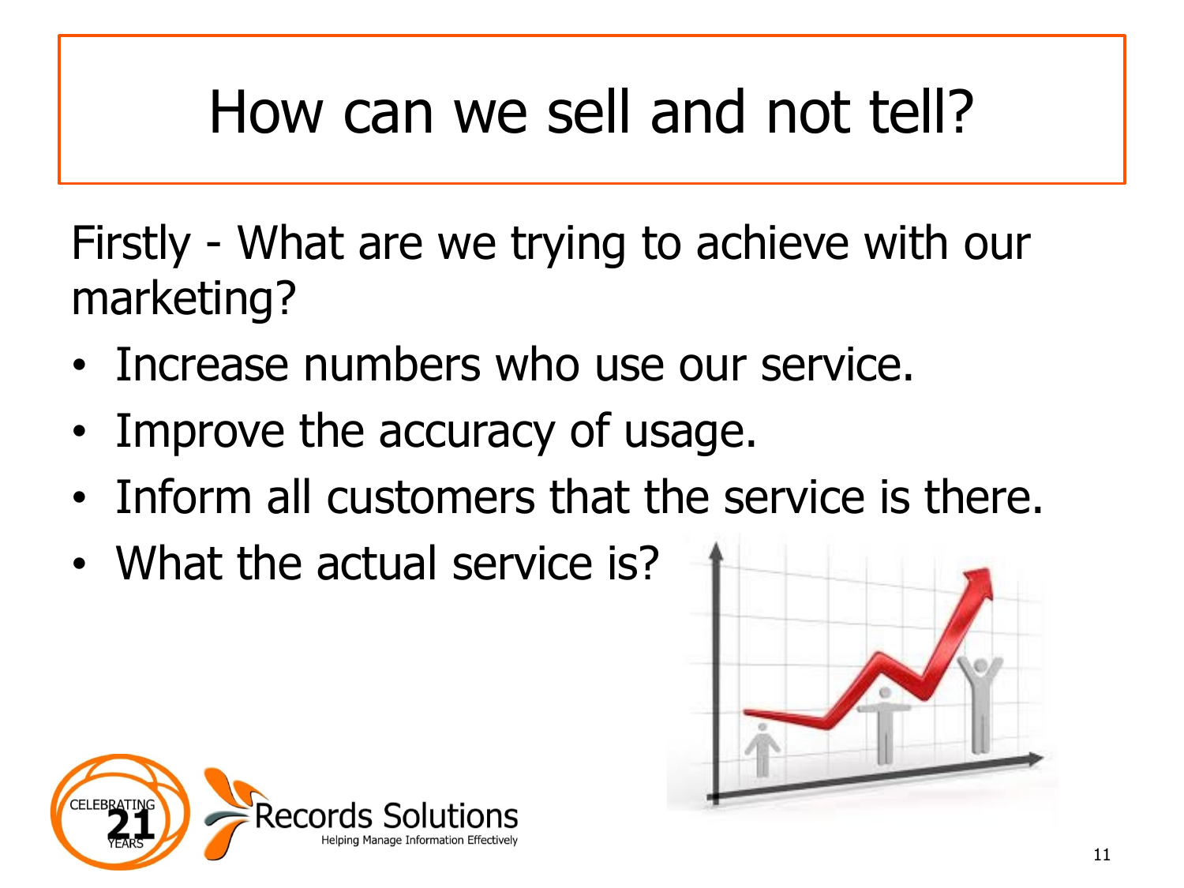# How can we sell and not tell?

Firstly - What are we trying to achieve with our marketing?

- Increase numbers who use our service.
- Improve the accuracy of usage.
- Inform all customers that the service is there.
- What the actual service is?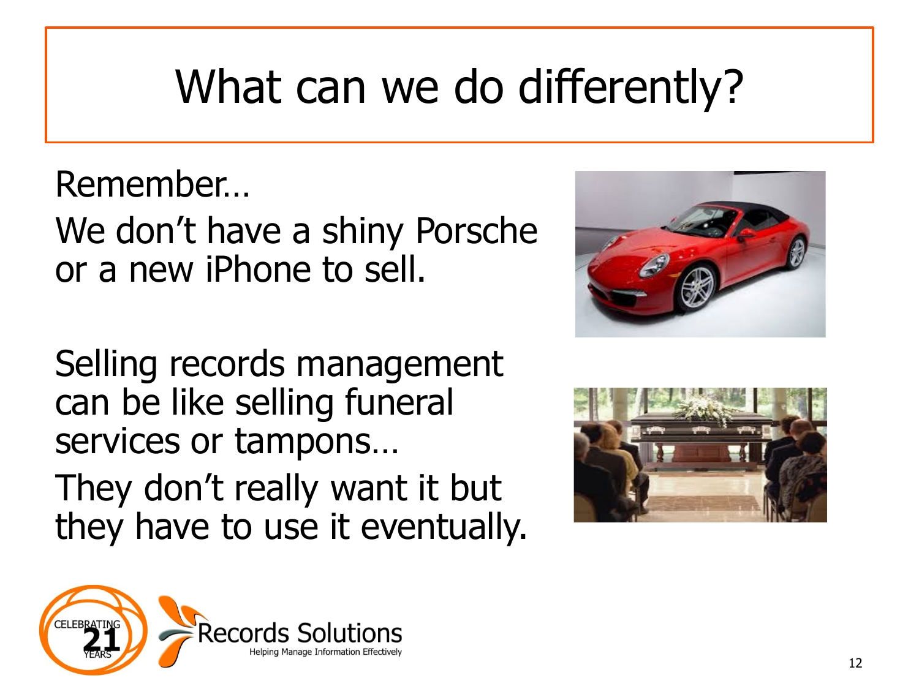# What can we do differently?

Remember…

We don't have a shiny Porsche or a new iPhone to sell.

Selling records management can be like selling funeral services or tampons…

They don't really want it but they have to use it eventually.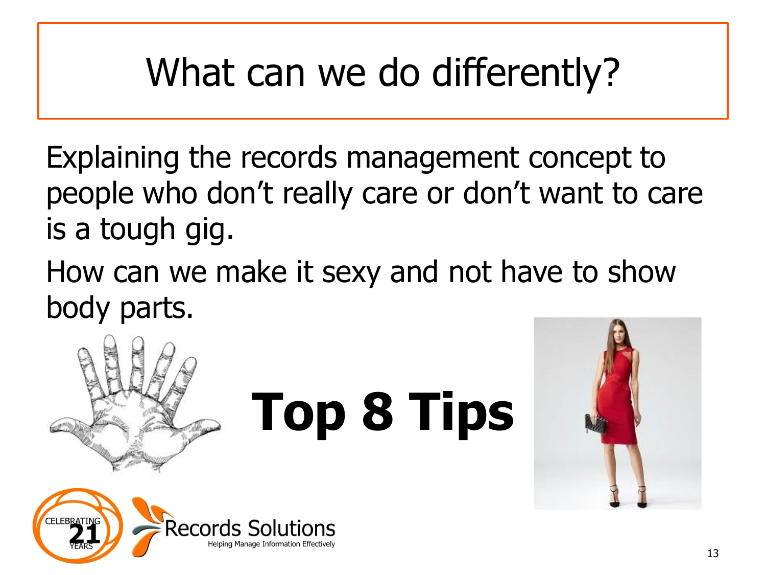# What can we do differently?

Explaining the records management concept to people who don't really care or don't want to care is a tough gig.

How can we make it sexy and not have to show body parts.

**Top 8 Tips**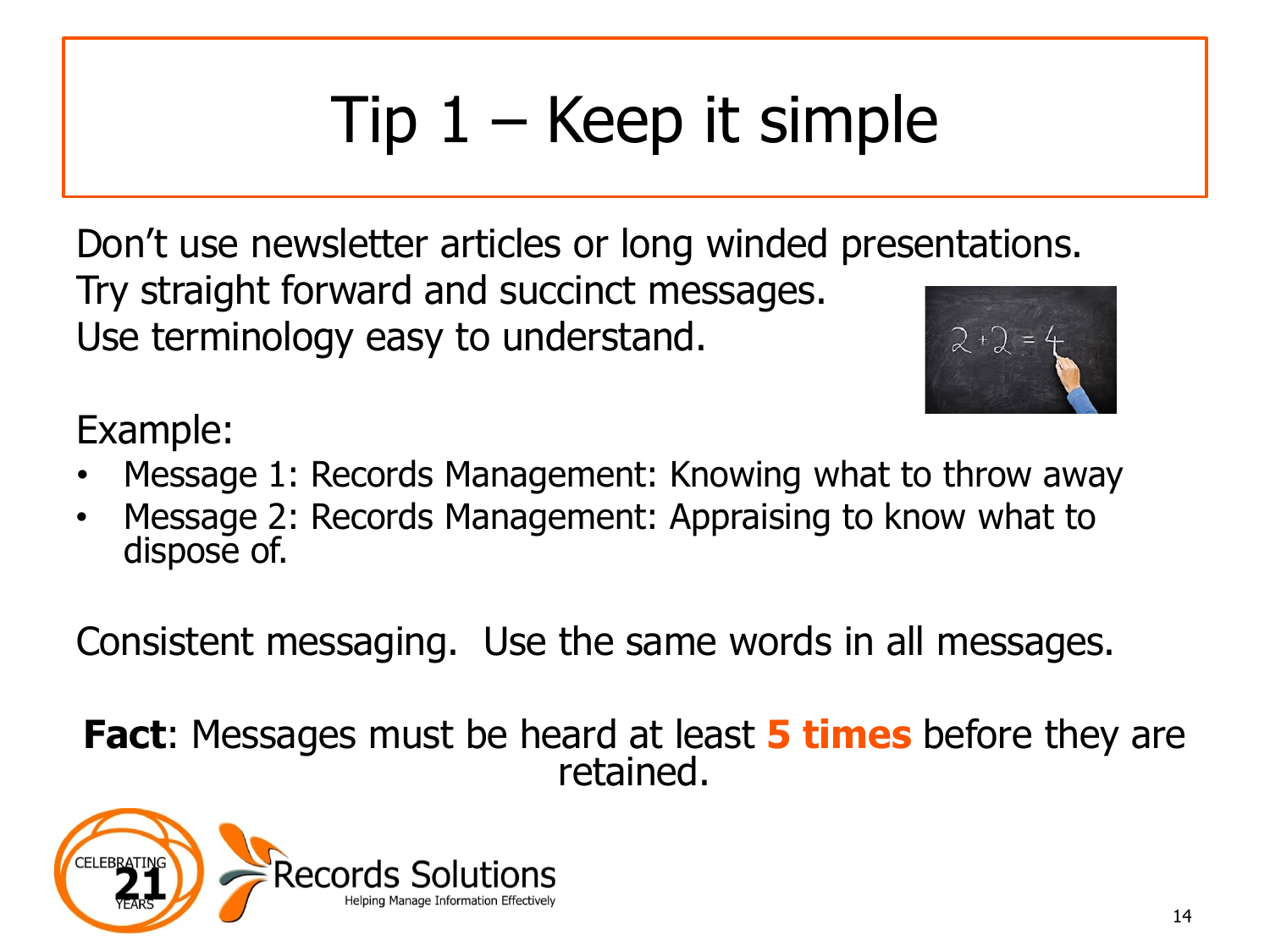# Tip 1 – Keep it simple

Don't use newsletter articles or long winded presentations.
Try straight forward and succinct messages.
Use terminology easy to understand.

Example:

- Message 1: Records Management: Knowing what to throw away
- Message 2: Records Management: Appraising to know what to dispose of.

Consistent messaging. Use the same words in all messages.

**Fact**: Messages must be heard at least **5 times** before they are retained.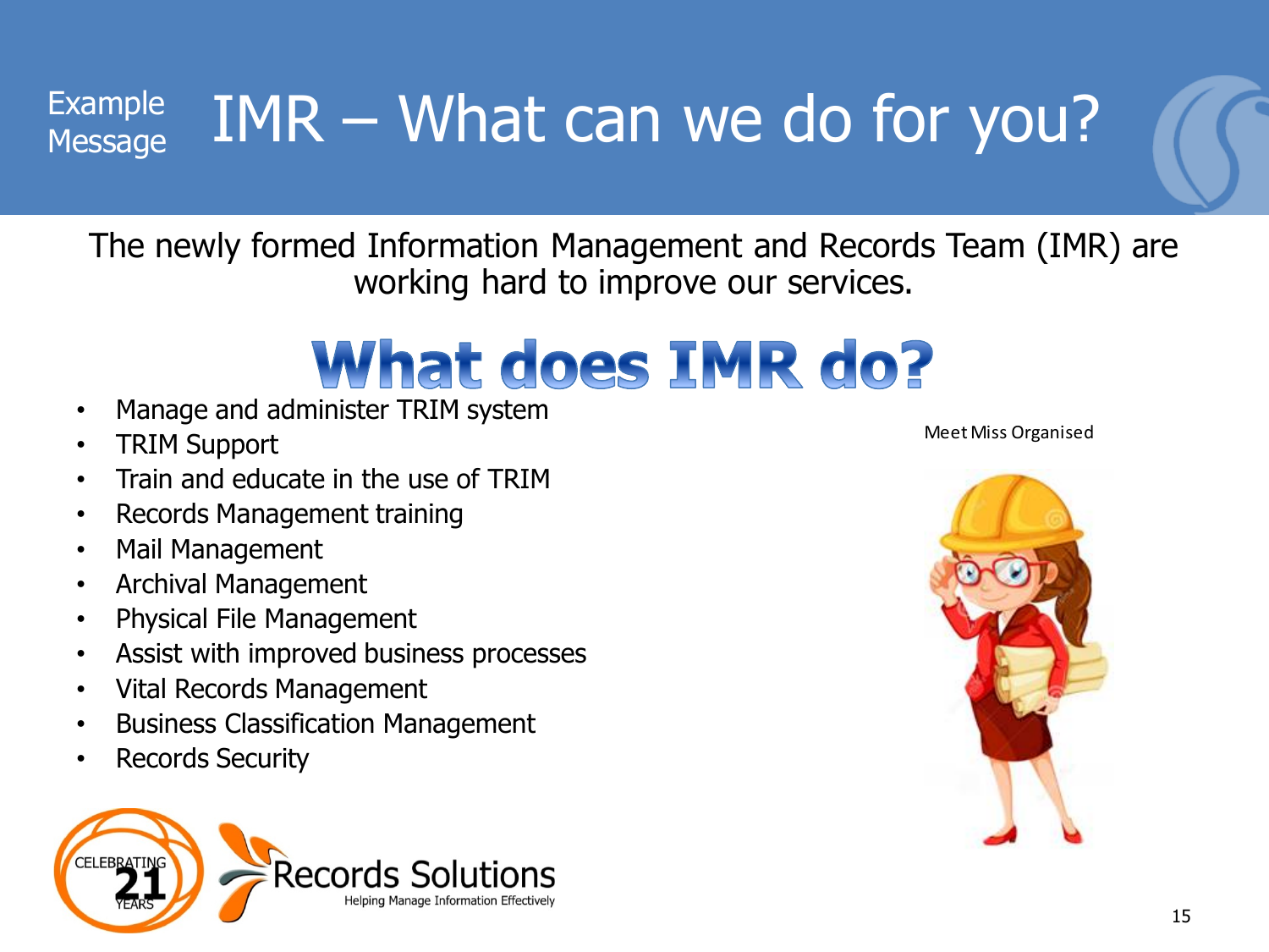Example Message

# IMR – What can we do for you?

The newly formed Information Management and Records Team (IMR) are working hard to improve our services.

## What does IMR do?

- Manage and administer TRIM system
- TRIM Support
- Train and educate in the use of TRIM
- Records Management training
- Mail Management
- Archival Management
- Physical File Management
- Assist with improved business processes
- Vital Records Management
- Business Classification Management
- Records Security

Meet Miss Organised

CELEBRATING 21 YEARS

Records Solutions
Helping Manage Information Effectively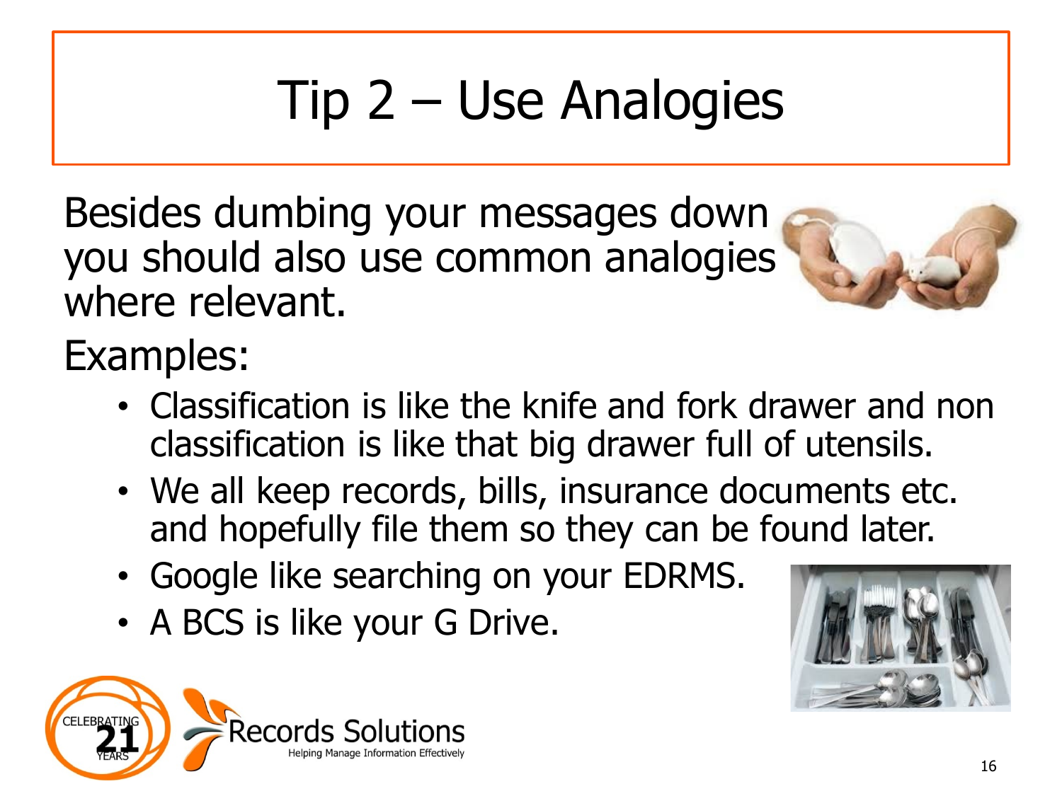# Tip 2 – Use Analogies

Besides dumbing your messages down you should also use common analogies where relevant.

Examples:

- Classification is like the knife and fork drawer and non classification is like that big drawer full of utensils.
- We all keep records, bills, insurance documents etc. and hopefully file them so they can be found later.
- Google like searching on your EDRMS.
- A BCS is like your G Drive.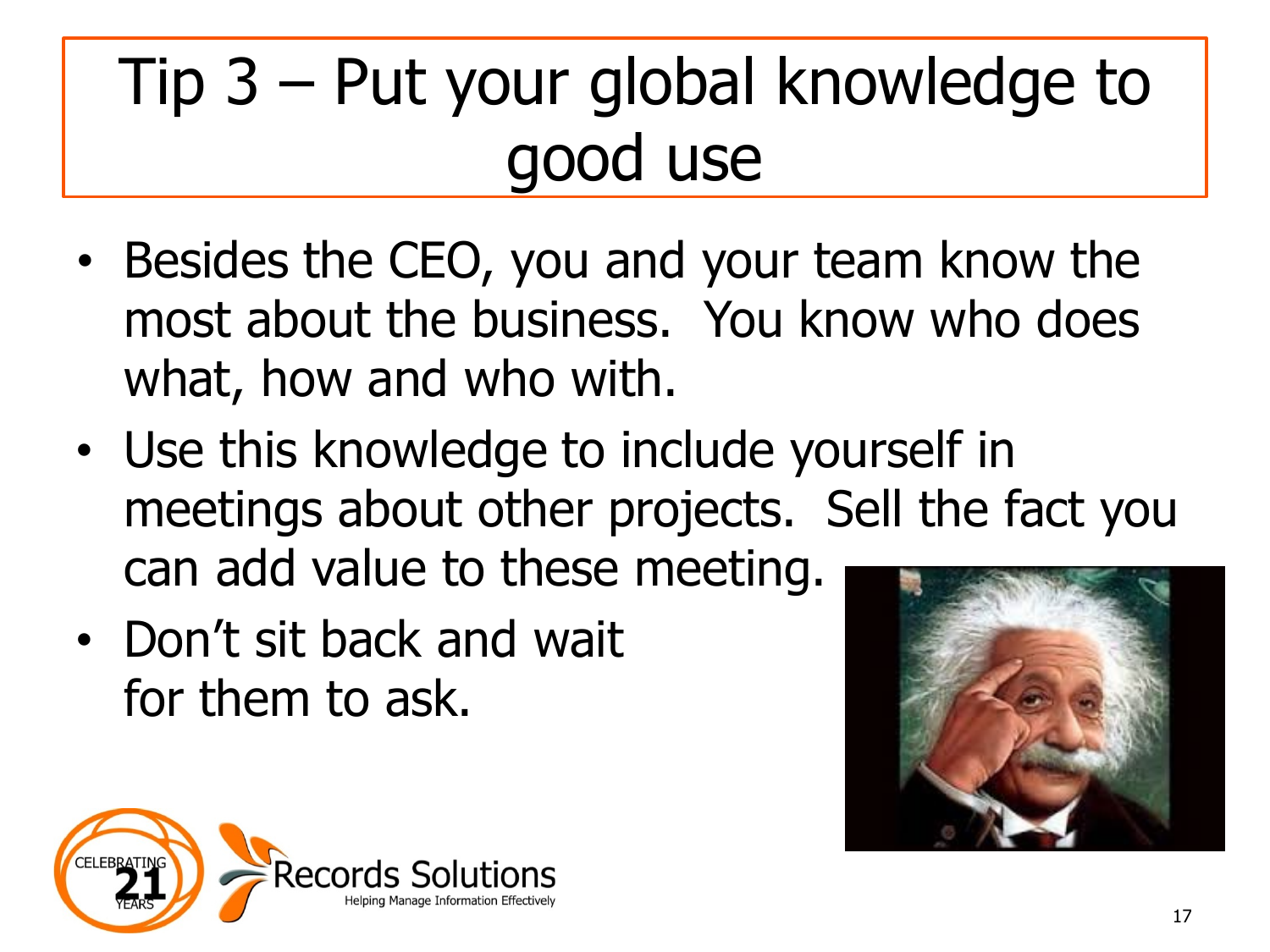# Tip 3 – Put your global knowledge to good use

- Besides the CEO, you and your team know the most about the business. You know who does what, how and who with.
- Use this knowledge to include yourself in meetings about other projects. Sell the fact you can add value to these meeting.
- Don't sit back and wait for them to ask.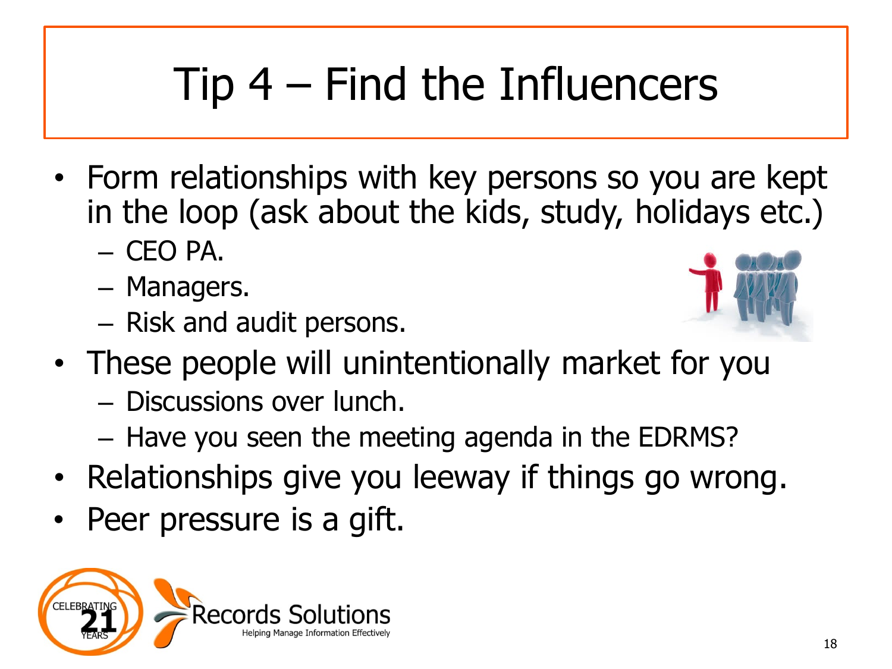# Tip 4 – Find the Influencers

- Form relationships with key persons so you are kept in the loop (ask about the kids, study, holidays etc.)
  - CEO PA.
  - Managers.
  - Risk and audit persons.
- These people will unintentionally market for you
  - Discussions over lunch.
  - Have you seen the meeting agenda in the EDRMS?
- Relationships give you leeway if things go wrong.
- Peer pressure is a gift.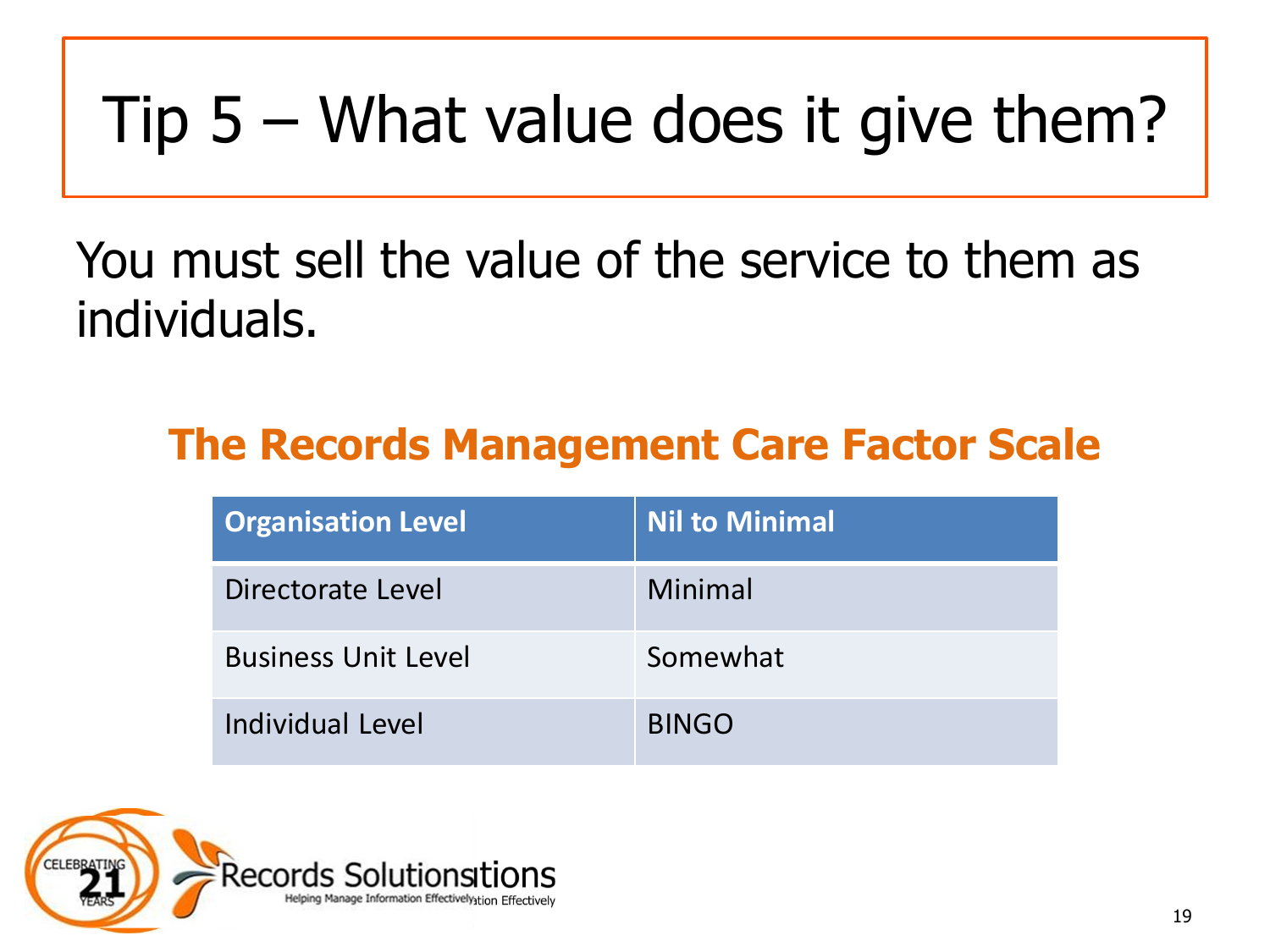# Tip 5 – What value does it give them?

You must sell the value of the service to them as individuals.

## The Records Management Care Factor Scale

| Organisation Level | Nil to Minimal |
|---|---|
| Directorate Level | Minimal |
| Business Unit Level | Somewhat |
| Individual Level | BINGO |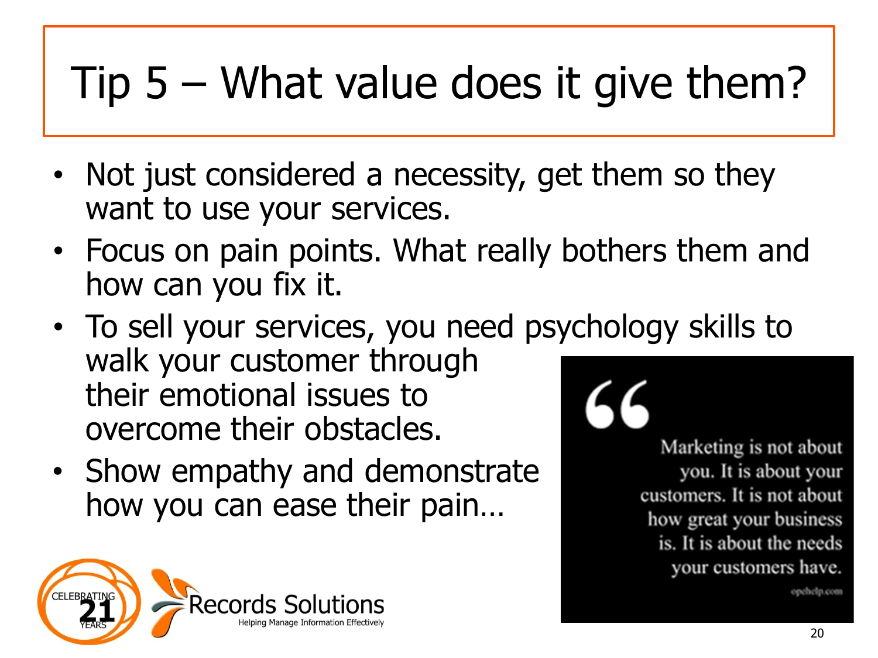# Tip 5 – What value does it give them?

- Not just considered a necessity, get them so they want to use your services.
- Focus on pain points. What really bothers them and how can you fix it.
- To sell your services, you need psychology skills to walk your customer through their emotional issues to overcome their obstacles.
- Show empathy and demonstrate how you can ease their pain…

> Marketing is not about you. It is about your customers. It is not about how great your business is. It is about the needs your customers have.
>
> opehelp.com

CELEBRATING 21 YEARS

Records Solutions
Helping Manage Information Effectively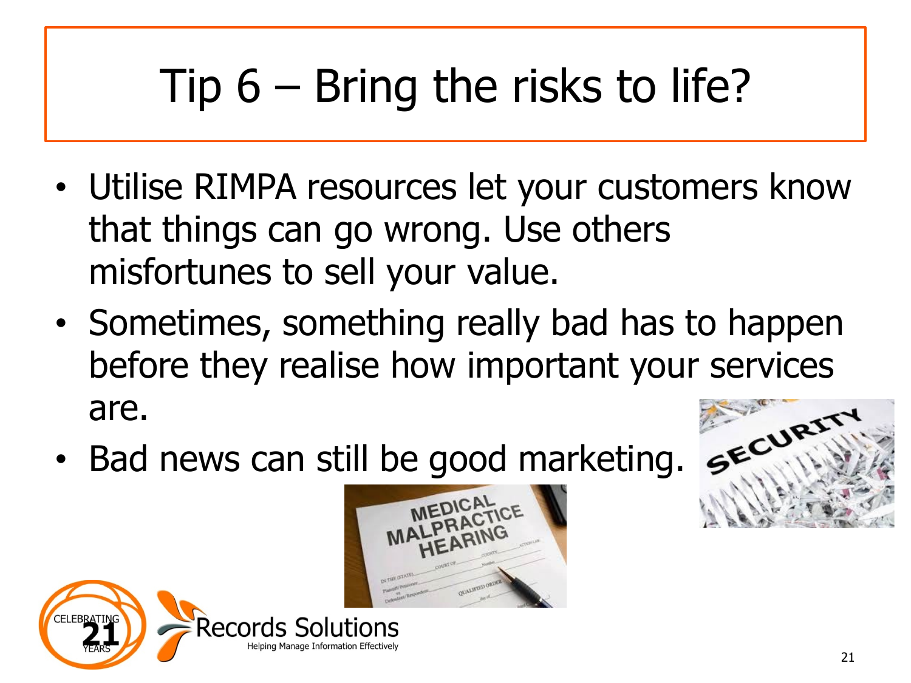# Tip 6 – Bring the risks to life?

- Utilise RIMPA resources let your customers know that things can go wrong. Use others misfortunes to sell your value.
- Sometimes, something really bad has to happen before they realise how important your services are.
- Bad news can still be good marketing.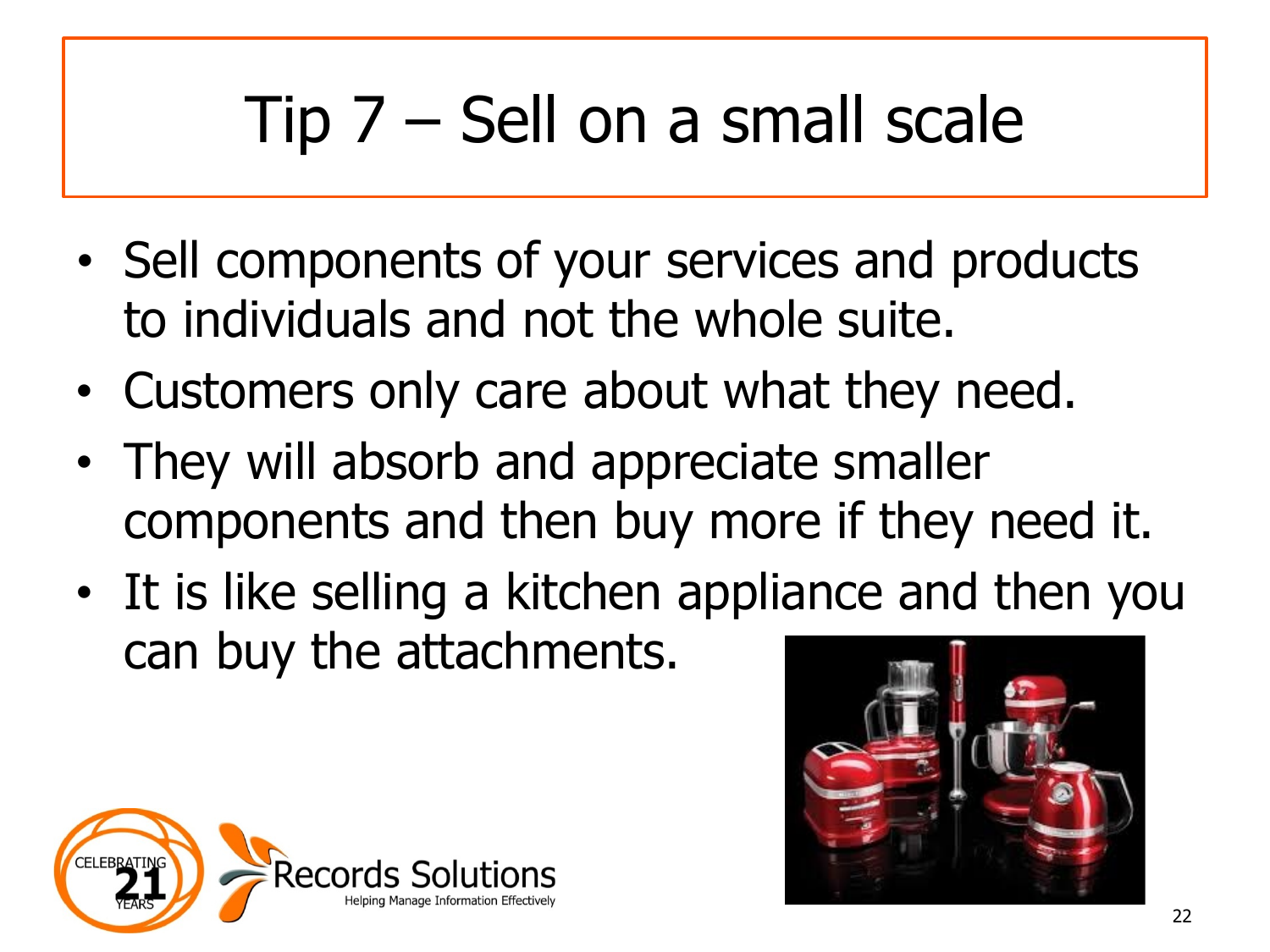# Tip 7 – Sell on a small scale

- Sell components of your services and products to individuals and not the whole suite.
- Customers only care about what they need.
- They will absorb and appreciate smaller components and then buy more if they need it.
- It is like selling a kitchen appliance and then you can buy the attachments.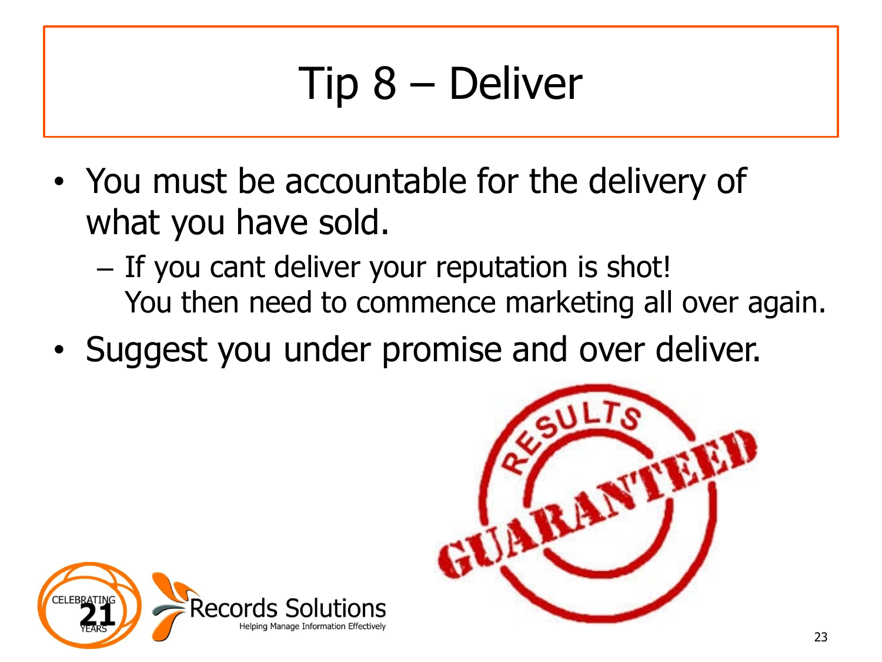# Tip 8 – Deliver

- You must be accountable for the delivery of what you have sold.
  - If you cant deliver your reputation is shot! You then need to commence marketing all over again.
- Suggest you under promise and over deliver.